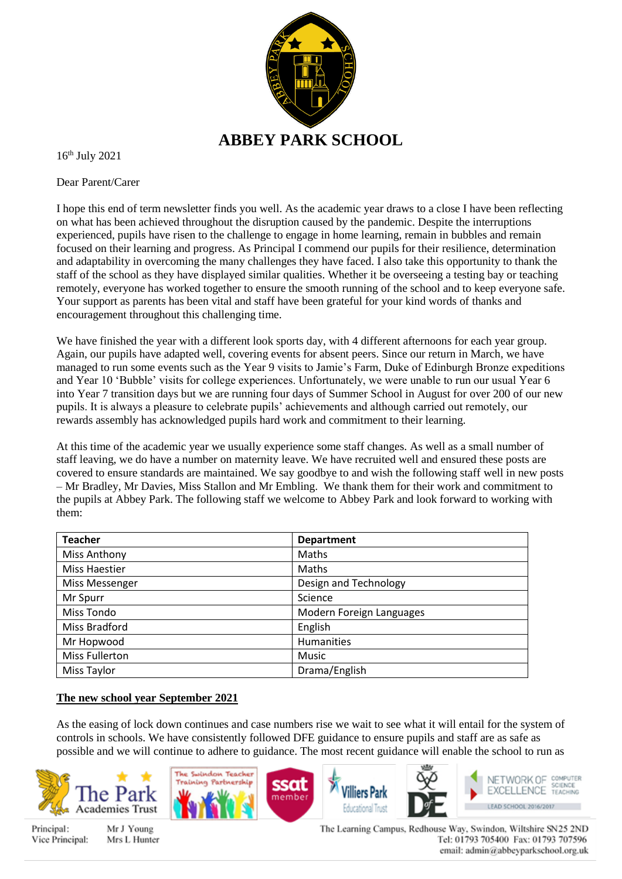# ABBEY PARK SCHOOL

16th July 2021

Dear Parent/Carer

I hope this end of term newsletter finds you well. As the academic year draws to a close I have been reflecting on what has been achieved throughout the disruption caused by the pandemic. Despite the interruptions experienced, pupils have risen to the challenge to engage in home learning, remain in bubbles and remain focused on their learning and progress. As Principal I commend our pupils for their resilience, determination and adaptability in overcoming the many challenges they have faced. I also take this opportunity to thank the staff of the school as they have displayed similar qualities. Whether it be overseeing a testing bay or teaching remotely, everyone has worked together to ensure the smooth running of the school and to keep everyone safe. Your support as parents has been vital and staff have been grateful for your kind words of thanks and encouragement throughout this challenging time.

We have finished the year with a different look sports day, with 4 different afternoons for each year group. Again, our pupils have adapted well, covering events for absent peers. Since our return in March, we have managed to run some events such as the Year 9 visits to Jamie's Farm, Duke of Edinburgh Bronze expeditions and Year 10 'Bubble' visits for college experiences. Unfortunately, we were unable to run our usual Year 6 into Year 7 transition days but we are running four days of Summer School in August for over 200 of our new pupils. It is always a pleasure to celebrate pupils' achievements and although carried out remotely, our rewards assembly has acknowledged pupils hard work and commitment to their learning.

At this time of the academic year we usually experience some staff changes. As well as a small number of staff leaving, we do have a number on maternity leave. We have recruited well and ensured these posts are covered to ensure standards are maintained. We say goodbye to and wish the following staff well in new posts – Mr Bradley, Mr Davies, Miss Stallon and Mr Embling. We thank them for their work and commitment to the pupils at Abbey Park. The following staff we welcome to Abbey Park and look forward to working with them:

| Teacher | Department |
|---|---|
| Miss Anthony | Maths |
| Miss Haestier | Maths |
| Miss Messenger | Design and Technology |
| Mr Spurr | Science |
| Miss Tondo | Modern Foreign Languages |
| Miss Bradford | English |
| Mr Hopwood | Humanities |
| Miss Fullerton | Music |
| Miss Taylor | Drama/English |

## The new school year September 2021

As the easing of lock down continues and case numbers rise we wait to see what it will entail for the system of controls in schools. We have consistently followed DFE guidance to ensure pupils and staff are as safe as possible and we will continue to adhere to guidance. The most recent guidance will enable the school to run as

Principal: Mr J Young
Vice Principal: Mrs L Hunter

The Learning Campus, Redhouse Way, Swindon, Wiltshire SN25 2ND
Tel: 01793 705400 Fax: 01793 707596
email: admin@abbeyparkschool.org.uk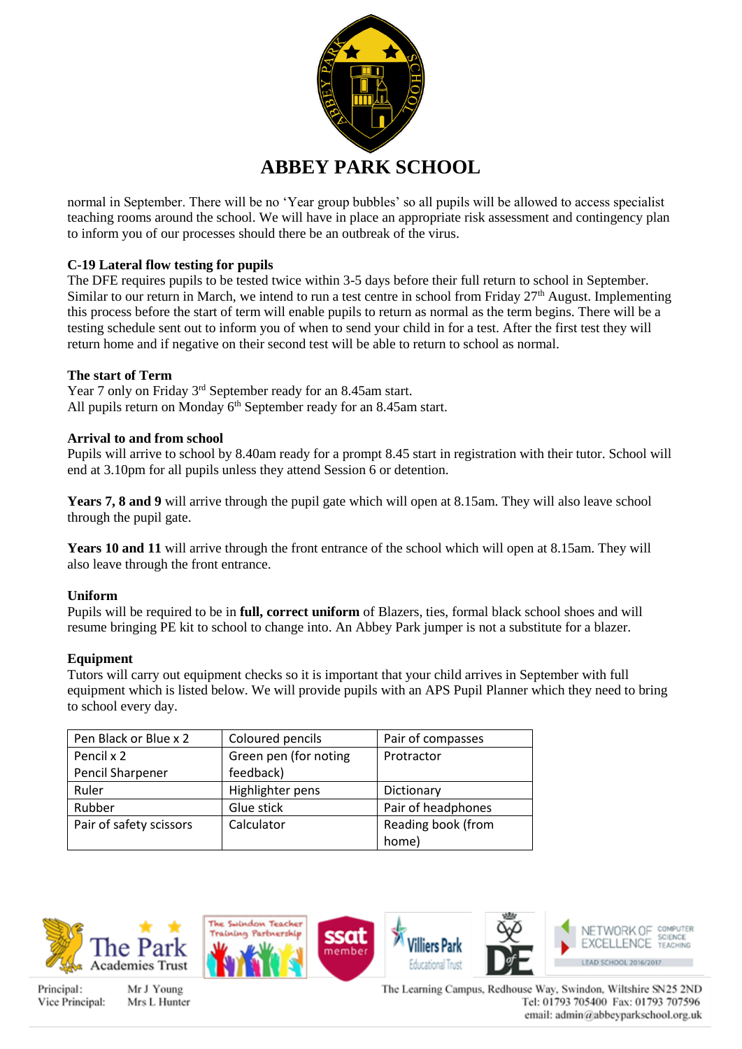# ABBEY PARK SCHOOL

normal in September. There will be no 'Year group bubbles' so all pupils will be allowed to access specialist teaching rooms around the school. We will have in place an appropriate risk assessment and contingency plan to inform you of our processes should there be an outbreak of the virus.

**C-19 Lateral flow testing for pupils**

The DFE requires pupils to be tested twice within 3-5 days before their full return to school in September. Similar to our return in March, we intend to run a test centre in school from Friday 27th August. Implementing this process before the start of term will enable pupils to return as normal as the term begins. There will be a testing schedule sent out to inform you of when to send your child in for a test. After the first test they will return home and if negative on their second test will be able to return to school as normal.

**The start of Term**

Year 7 only on Friday 3rd September ready for an 8.45am start.
All pupils return on Monday 6th September ready for an 8.45am start.

**Arrival to and from school**

Pupils will arrive to school by 8.40am ready for a prompt 8.45 start in registration with their tutor. School will end at 3.10pm for all pupils unless they attend Session 6 or detention.

**Years 7, 8 and 9** will arrive through the pupil gate which will open at 8.15am. They will also leave school through the pupil gate.

**Years 10 and 11** will arrive through the front entrance of the school which will open at 8.15am. They will also leave through the front entrance.

**Uniform**

Pupils will be required to be in **full, correct uniform** of Blazers, ties, formal black school shoes and will resume bringing PE kit to school to change into. An Abbey Park jumper is not a substitute for a blazer.

**Equipment**

Tutors will carry out equipment checks so it is important that your child arrives in September with full equipment which is listed below. We will provide pupils with an APS Pupil Planner which they need to bring to school every day.

| Pen Black or Blue x 2 | Coloured pencils | Pair of compasses |
|---|---|---|
| Pencil x 2<br>Pencil Sharpener | Green pen (for noting feedback) | Protractor |
| Ruler | Highlighter pens | Dictionary |
| Rubber | Glue stick | Pair of headphones |
| Pair of safety scissors | Calculator | Reading book (from home) |

Principal: Mr J Young
Vice Principal: Mrs L Hunter

The Learning Campus, Redhouse Way, Swindon, Wiltshire SN25 2ND
Tel: 01793 705400 Fax: 01793 707596
email: admin@abbeyparkschool.org.uk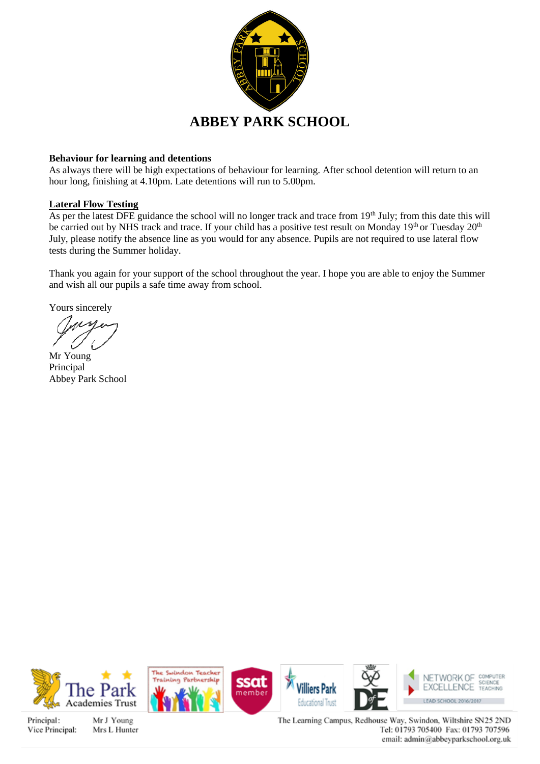# ABBEY PARK SCHOOL

**Behaviour for learning and detentions**
As always there will be high expectations of behaviour for learning. After school detention will return to an hour long, finishing at 4.10pm. Late detentions will run to 5.00pm.

**Lateral Flow Testing**
As per the latest DFE guidance the school will no longer track and trace from 19th July; from this date this will be carried out by NHS track and trace. If your child has a positive test result on Monday 19th or Tuesday 20th July, please notify the absence line as you would for any absence. Pupils are not required to use lateral flow tests during the Summer holiday.

Thank you again for your support of the school throughout the year. I hope you are able to enjoy the Summer and wish all our pupils a safe time away from school.

Yours sincerely

Mr Young
Principal
Abbey Park School

Principal: Mr J Young
Vice Principal: Mrs L Hunter

The Learning Campus, Redhouse Way, Swindon, Wiltshire SN25 2ND
Tel: 01793 705400 Fax: 01793 707596
email: admin@abbeyparkschool.org.uk